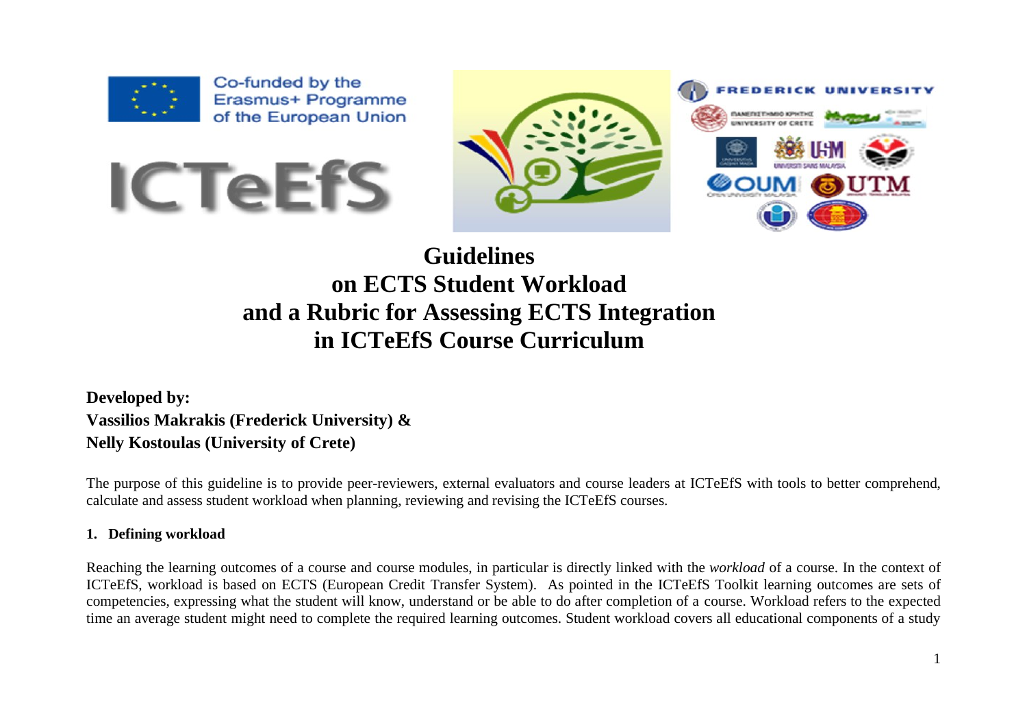# Guidelines on ECTS Student Workload and a Rubric for Assessing ECTS Integration in ICTeEfS Course Curriculum

**Developed by:**
**Vassilios Makrakis (Frederick University) &**
**Nelly Kostoulas (University of Crete)**

The purpose of this guideline is to provide peer-reviewers, external evaluators and course leaders at ICTeEfS with tools to better comprehend, calculate and assess student workload when planning, reviewing and revising the ICTeEfS courses.

## 1. Defining workload

Reaching the learning outcomes of a course and course modules, in particular is directly linked with the *workload* of a course. In the context of ICTeEfS, workload is based on ECTS (European Credit Transfer System). As pointed in the ICTeEfS Toolkit learning outcomes are sets of competencies, expressing what the student will know, understand or be able to do after completion of a course. Workload refers to the expected time an average student might need to complete the required learning outcomes. Student workload covers all educational components of a study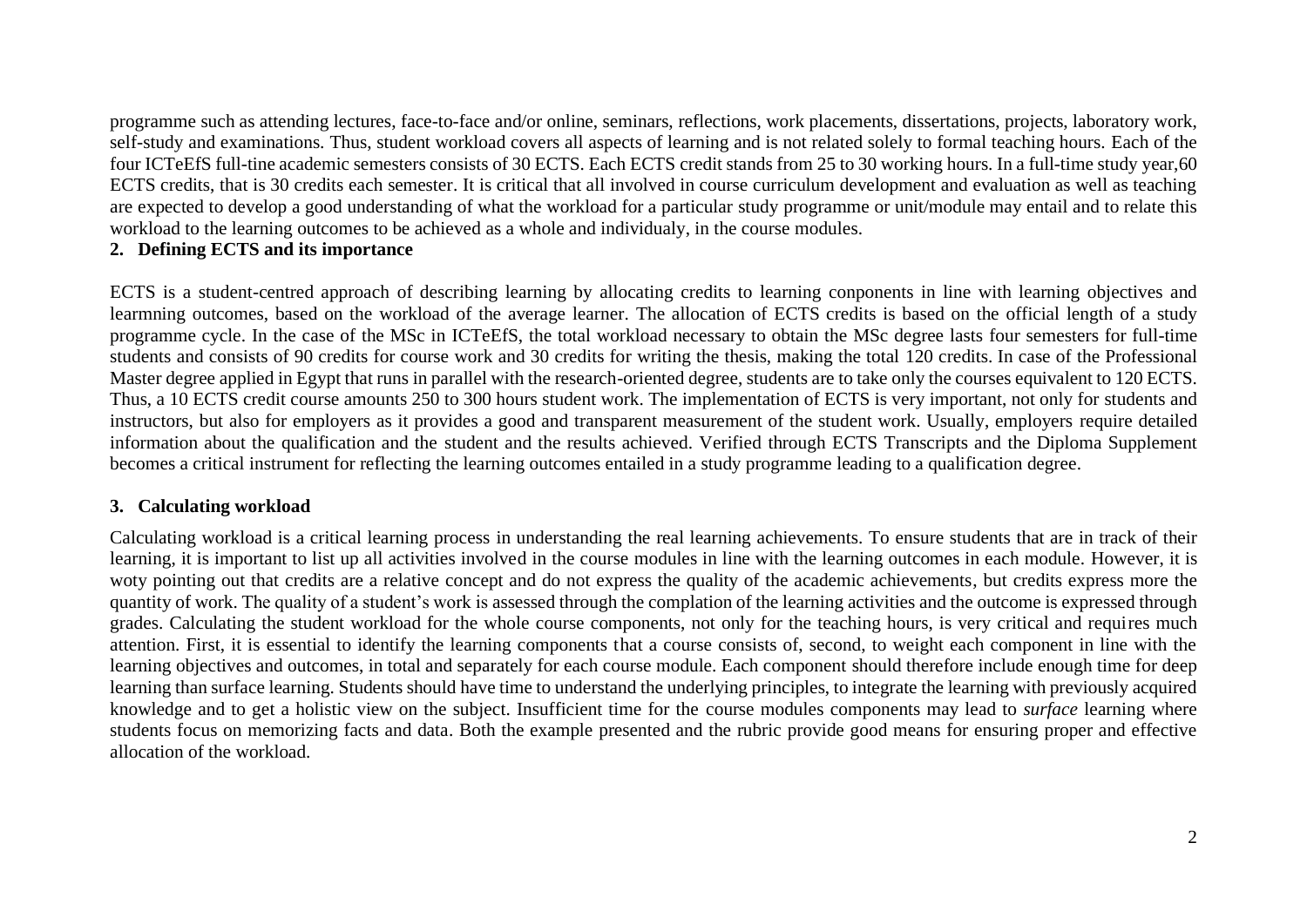programme such as attending lectures, face-to-face and/or online, seminars, reflections, work placements, dissertations, projects, laboratory work, self-study and examinations. Thus, student workload covers all aspects of learning and is not related solely to formal teaching hours. Each of the four ICTeEfS full-tine academic semesters consists of 30 ECTS. Each ECTS credit stands from 25 to 30 working hours. In a full-time study year,60 ECTS credits, that is 30 credits each semester. It is critical that all involved in course curriculum development and evaluation as well as teaching are expected to develop a good understanding of what the workload for a particular study programme or unit/module may entail and to relate this workload to the learning outcomes to be achieved as a whole and individualy, in the course modules.

## 2. Defining ECTS and its importance

ECTS is a student-centred approach of describing learning by allocating credits to learning conponents in line with learning objectives and learmning outcomes, based on the workload of the average learner. The allocation of ECTS credits is based on the official length of a study programme cycle. In the case of the MSc in ICTeEfS, the total workload necessary to obtain the MSc degree lasts four semesters for full-time students and consists of 90 credits for course work and 30 credits for writing the thesis, making the total 120 credits. In case of the Professional Master degree applied in Egypt that runs in parallel with the research-oriented degree, students are to take only the courses equivalent to 120 ECTS. Thus, a 10 ECTS credit course amounts 250 to 300 hours student work. The implementation of ECTS is very important, not only for students and instructors, but also for employers as it provides a good and transparent measurement of the student work. Usually, employers require detailed information about the qualification and the student and the results achieved. Verified through ECTS Transcripts and the Diploma Supplement becomes a critical instrument for reflecting the learning outcomes entailed in a study programme leading to a qualification degree.

## 3. Calculating workload

Calculating workload is a critical learning process in understanding the real learning achievements. To ensure students that are in track of their learning, it is important to list up all activities involved in the course modules in line with the learning outcomes in each module. However, it is woty pointing out that credits are a relative concept and do not express the quality of the academic achievements, but credits express more the quantity of work. The quality of a student's work is assessed through the complation of the learning activities and the outcome is expressed through grades. Calculating the student workload for the whole course components, not only for the teaching hours, is very critical and requires much attention. First, it is essential to identify the learning components that a course consists of, second, to weight each component in line with the learning objectives and outcomes, in total and separately for each course module. Each component should therefore include enough time for deep learning than surface learning. Students should have time to understand the underlying principles, to integrate the learning with previously acquired knowledge and to get a holistic view on the subject. Insufficient time for the course modules components may lead to *surface* learning where students focus on memorizing facts and data. Both the example presented and the rubric provide good means for ensuring proper and effective allocation of the workload.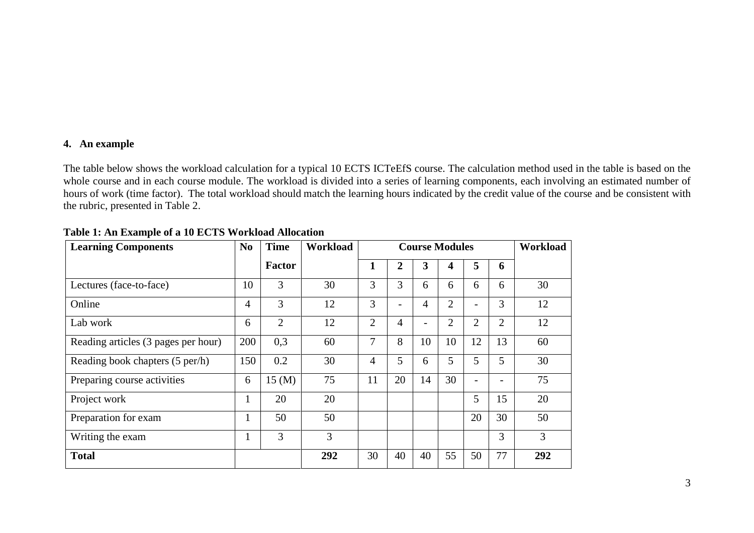### 4. An example

The table below shows the workload calculation for a typical 10 ECTS ICTeEfS course. The calculation method used in the table is based on the whole course and in each course module. The workload is divided into a series of learning components, each involving an estimated number of hours of work (time factor). The total workload should match the learning hours indicated by the credit value of the course and be consistent with the rubric, presented in Table 2.

**Table 1: An Example of a 10 ECTS Workload Allocation**

| **Learning Components** | **No** | **Time Factor** | **Workload** | **Course Modules** | | | | | | **Workload** |
|---|---|---|---|---|---|---|---|---|---|---|
| | | | | **1** | **2** | **3** | **4** | **5** | **6** | |
| Lectures (face-to-face) | 10 | 3 | 30 | 3 | 3 | 6 | 6 | 6 | 6 | 30 |
| Online | 4 | 3 | 12 | 3 | - | 4 | 2 | - | 3 | 12 |
| Lab work | 6 | 2 | 12 | 2 | 4 | - | 2 | 2 | 2 | 12 |
| Reading articles (3 pages per hour) | 200 | 0,3 | 60 | 7 | 8 | 10 | 10 | 12 | 13 | 60 |
| Reading book chapters (5 per/h) | 150 | 0.2 | 30 | 4 | 5 | 6 | 5 | 5 | 5 | 30 |
| Preparing course activities | 6 | 15 (M) | 75 | 11 | 20 | 14 | 30 | - | - | 75 |
| Project work | 1 | 20 | 20 | | | | | 5 | 15 | 20 |
| Preparation for exam | 1 | 50 | 50 | | | | | 20 | 30 | 50 |
| Writing the exam | 1 | 3 | 3 | | | | | | 3 | 3 |
| **Total** | | | **292** | 30 | 40 | 40 | 55 | 50 | 77 | **292** |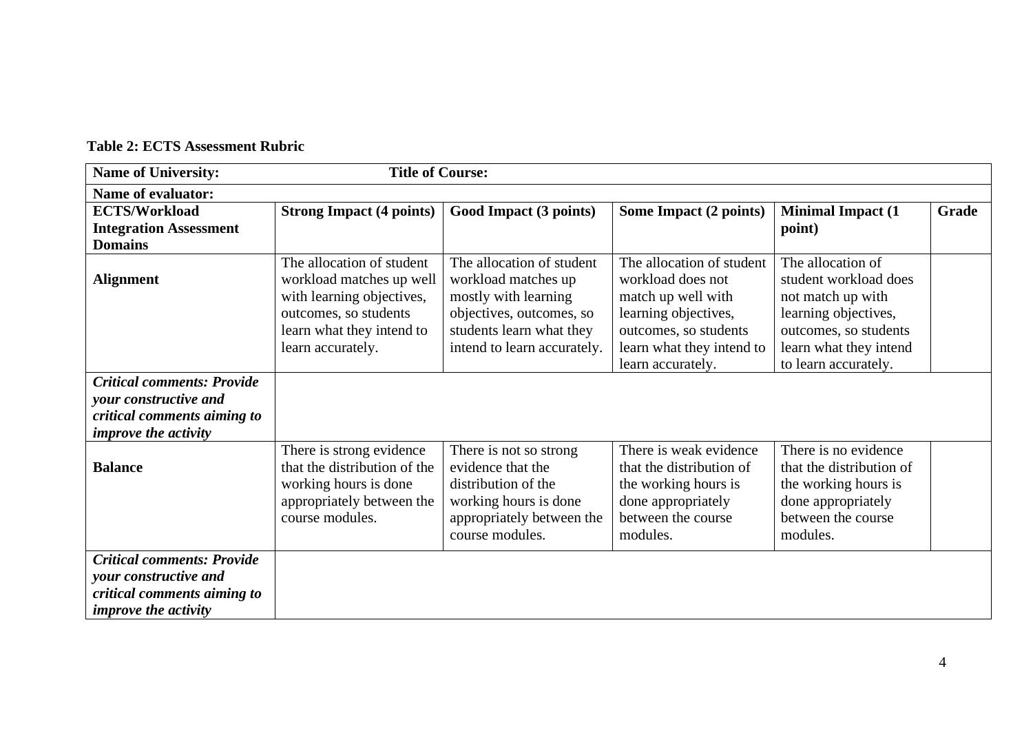**Table 2: ECTS Assessment Rubric**

| **Name of University:** | **Title of Course:** | | | | |
|---|---|---|---|---|---|
| **Name of evaluator:** | | | | | |
| **ECTS/Workload Integration Assessment Domains** | **Strong Impact (4 points)** | **Good Impact (3 points)** | **Some Impact (2 points)** | **Minimal Impact (1 point)** | **Grade** |
| **Alignment** | The allocation of student workload matches up well with learning objectives, outcomes, so students learn what they intend to learn accurately. | The allocation of student workload matches up mostly with learning objectives, outcomes, so students learn what they intend to learn accurately. | The allocation of student workload does not match up well with learning objectives, outcomes, so students learn what they intend to learn accurately. | The allocation of student workload does not match up with learning objectives, outcomes, so students learn what they intend to learn accurately. | |
| ***Critical comments: Provide your constructive and critical comments aiming to improve the activity*** | | | | | |
| **Balance** | There is strong evidence that the distribution of the working hours is done appropriately between the course modules. | There is not so strong evidence that the distribution of the working hours is done appropriately between the course modules. | There is weak evidence that the distribution of the working hours is done appropriately between the course modules. | There is no evidence that the distribution of the working hours is done appropriately between the course modules. | |
| ***Critical comments: Provide your constructive and critical comments aiming to improve the activity*** | | | | | |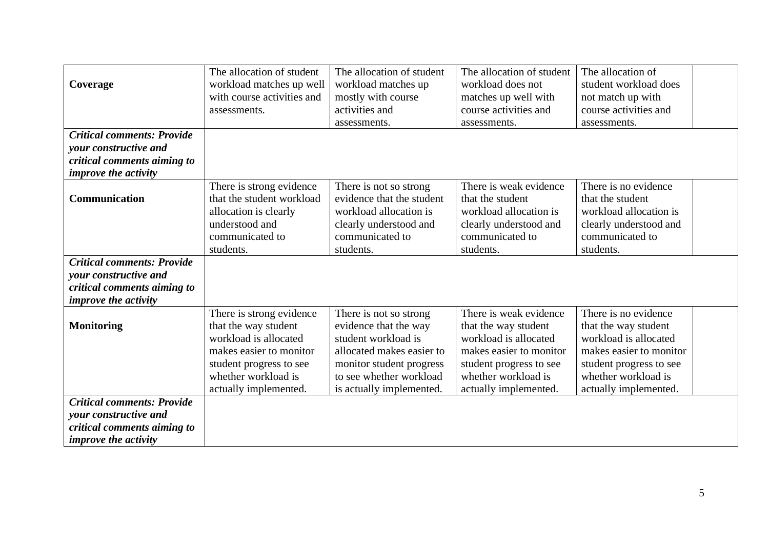| | | | | | |
|---|---|---|---|---|---|
| **Coverage** | The allocation of student workload matches up well with course activities and assessments. | The allocation of student workload matches up mostly with course activities and assessments. | The allocation of student workload does not matches up well with course activities and assessments. | The allocation of student workload does not match up with course activities and assessments. | |
| ***Critical comments: Provide your constructive and critical comments aiming to improve the activity*** | | | | | |
| **Communication** | There is strong evidence that the student workload allocation is clearly understood and communicated to students. | There is not so strong evidence that the student workload allocation is clearly understood and communicated to students. | There is weak evidence that the student workload allocation is clearly understood and communicated to students. | There is no evidence that the student workload allocation is clearly understood and communicated to students. | |
| ***Critical comments: Provide your constructive and critical comments aiming to improve the activity*** | | | | | |
| **Monitoring** | There is strong evidence that the way student workload is allocated makes easier to monitor student progress to see whether workload is actually implemented. | There is not so strong evidence that the way student workload is allocated makes easier to monitor student progress to see whether workload is actually implemented. | There is weak evidence that the way student workload is allocated makes easier to monitor student progress to see whether workload is actually implemented. | There is no evidence that the way student workload is allocated makes easier to monitor student progress to see whether workload is actually implemented. | |
| ***Critical comments: Provide your constructive and critical comments aiming to improve the activity*** | | | | | |